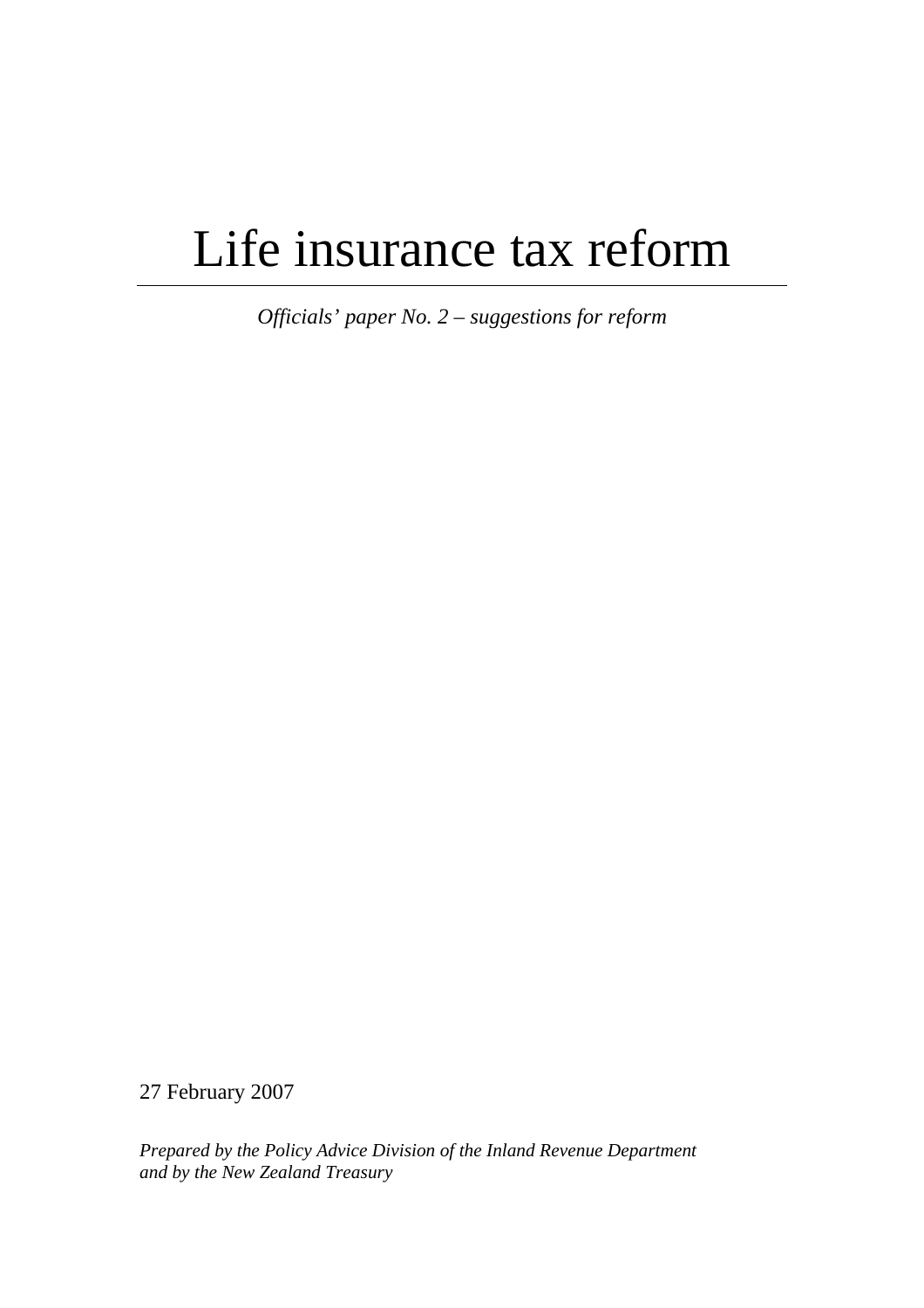# Life insurance tax reform

*Officials' paper No. 2 – suggestions for reform*

27 February 2007

*Prepared by the Policy Advice Division of the Inland Revenue Department and by the New Zealand Treasury*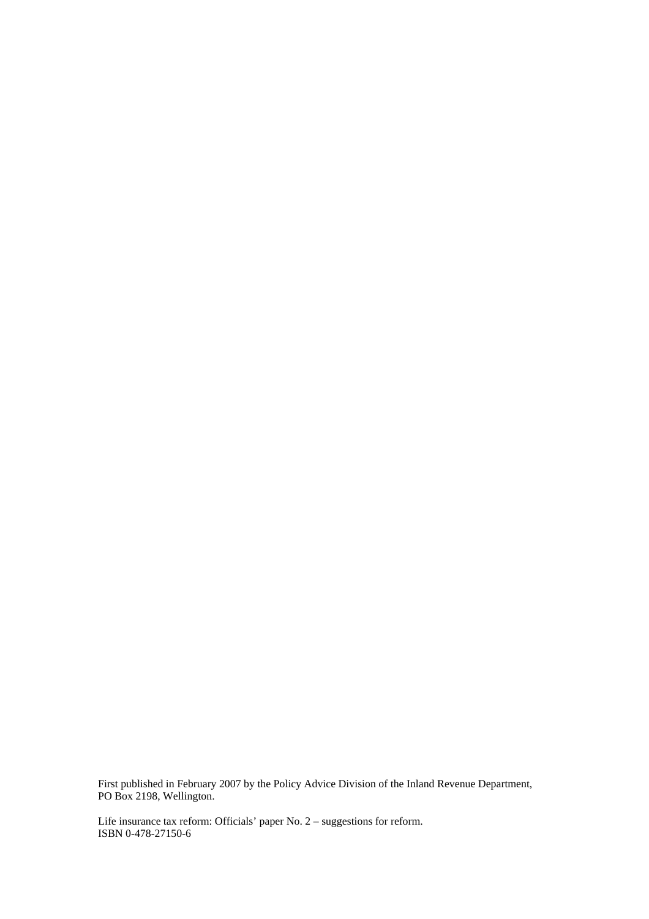First published in February 2007 by the Policy Advice Division of the Inland Revenue Department, PO Box 2198, Wellington.

Life insurance tax reform: Officials' paper No. 2 – suggestions for reform.
ISBN 0-478-27150-6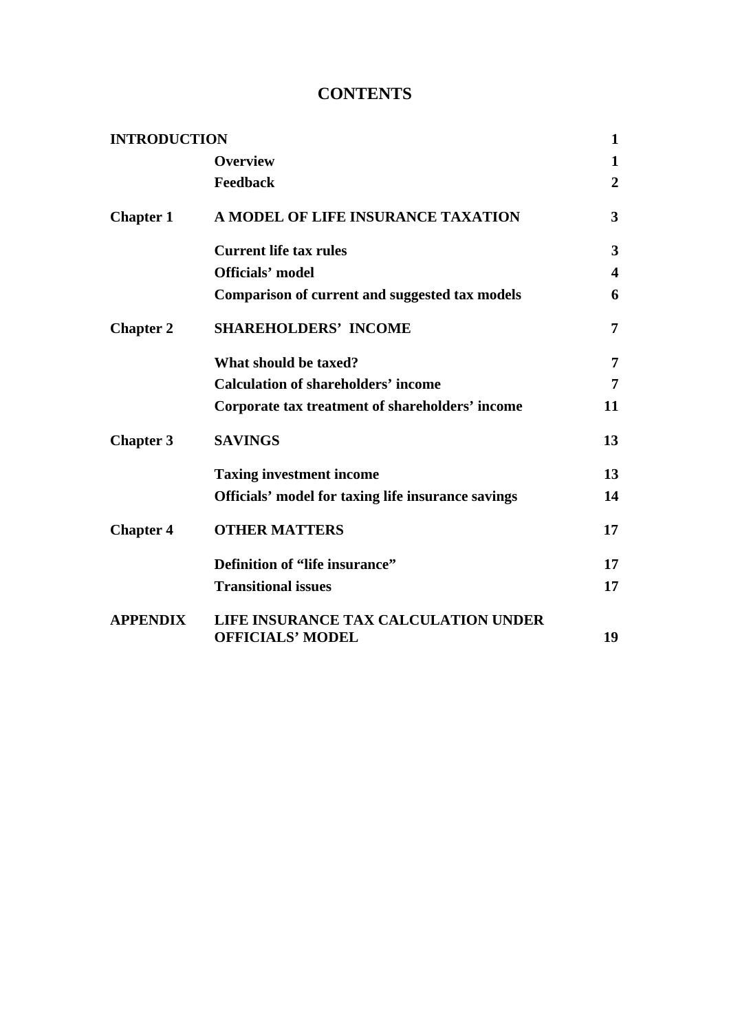# CONTENTS

| | | |
|---|---|---|
| **INTRODUCTION** | | **1** |
| | **Overview** | **1** |
| | **Feedback** | **2** |
| **Chapter 1** | **A MODEL OF LIFE INSURANCE TAXATION** | **3** |
| | **Current life tax rules** | **3** |
| | **Officials' model** | **4** |
| | **Comparison of current and suggested tax models** | **6** |
| **Chapter 2** | **SHAREHOLDERS' INCOME** | **7** |
| | **What should be taxed?** | **7** |
| | **Calculation of shareholders' income** | **7** |
| | **Corporate tax treatment of shareholders' income** | **11** |
| **Chapter 3** | **SAVINGS** | **13** |
| | **Taxing investment income** | **13** |
| | **Officials' model for taxing life insurance savings** | **14** |
| **Chapter 4** | **OTHER MATTERS** | **17** |
| | **Definition of "life insurance"** | **17** |
| | **Transitional issues** | **17** |
| **APPENDIX** | **LIFE INSURANCE TAX CALCULATION UNDER OFFICIALS' MODEL** | **19** |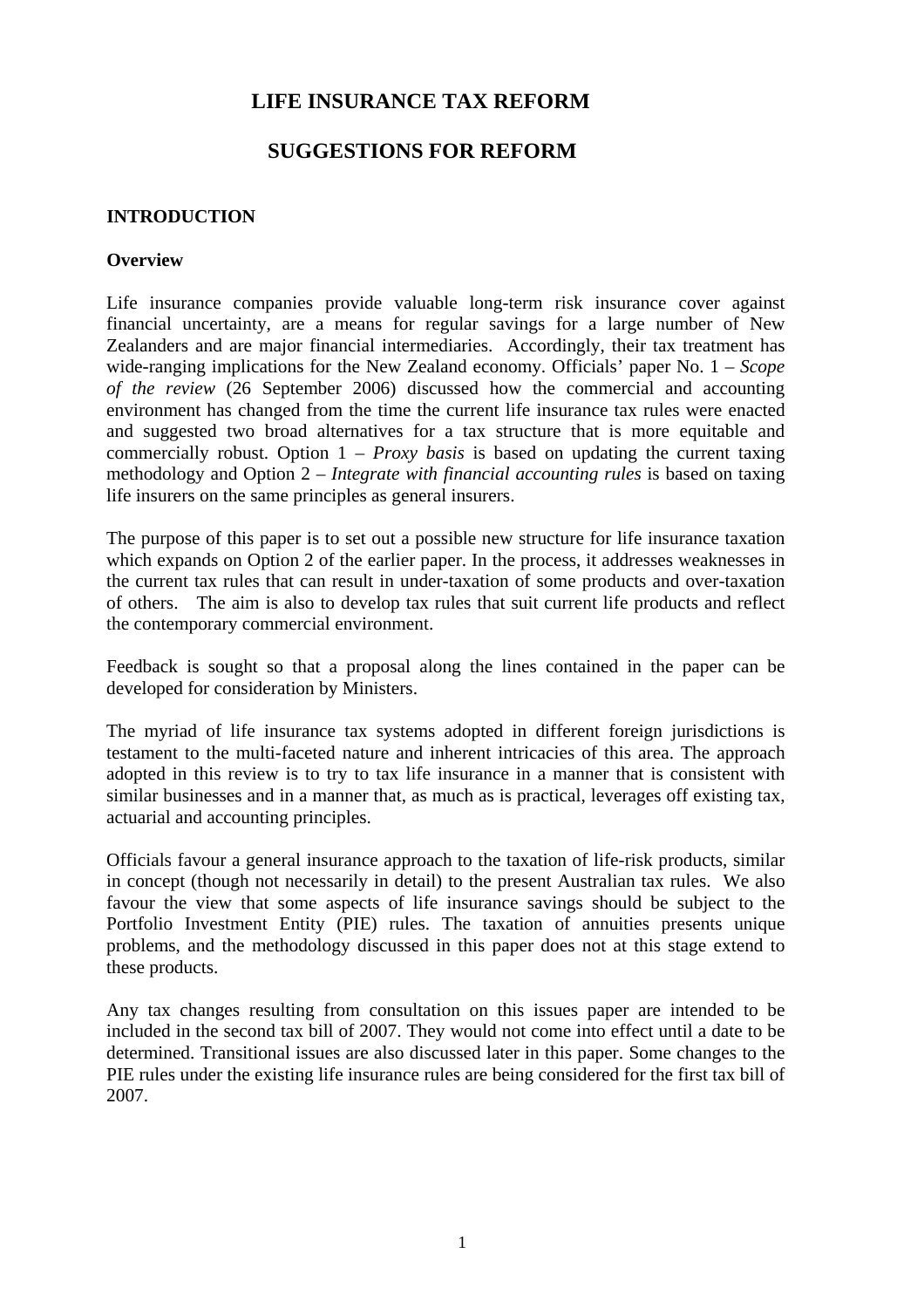# LIFE INSURANCE TAX REFORM

# SUGGESTIONS FOR REFORM

## INTRODUCTION

### Overview

Life insurance companies provide valuable long-term risk insurance cover against financial uncertainty, are a means for regular savings for a large number of New Zealanders and are major financial intermediaries. Accordingly, their tax treatment has wide-ranging implications for the New Zealand economy. Officials' paper No. 1 – *Scope of the review* (26 September 2006) discussed how the commercial and accounting environment has changed from the time the current life insurance tax rules were enacted and suggested two broad alternatives for a tax structure that is more equitable and commercially robust. Option 1 – *Proxy basis* is based on updating the current taxing methodology and Option 2 – *Integrate with financial accounting rules* is based on taxing life insurers on the same principles as general insurers.

The purpose of this paper is to set out a possible new structure for life insurance taxation which expands on Option 2 of the earlier paper. In the process, it addresses weaknesses in the current tax rules that can result in under-taxation of some products and over-taxation of others. The aim is also to develop tax rules that suit current life products and reflect the contemporary commercial environment.

Feedback is sought so that a proposal along the lines contained in the paper can be developed for consideration by Ministers.

The myriad of life insurance tax systems adopted in different foreign jurisdictions is testament to the multi-faceted nature and inherent intricacies of this area. The approach adopted in this review is to try to tax life insurance in a manner that is consistent with similar businesses and in a manner that, as much as is practical, leverages off existing tax, actuarial and accounting principles.

Officials favour a general insurance approach to the taxation of life-risk products, similar in concept (though not necessarily in detail) to the present Australian tax rules. We also favour the view that some aspects of life insurance savings should be subject to the Portfolio Investment Entity (PIE) rules. The taxation of annuities presents unique problems, and the methodology discussed in this paper does not at this stage extend to these products.

Any tax changes resulting from consultation on this issues paper are intended to be included in the second tax bill of 2007. They would not come into effect until a date to be determined. Transitional issues are also discussed later in this paper. Some changes to the PIE rules under the existing life insurance rules are being considered for the first tax bill of 2007.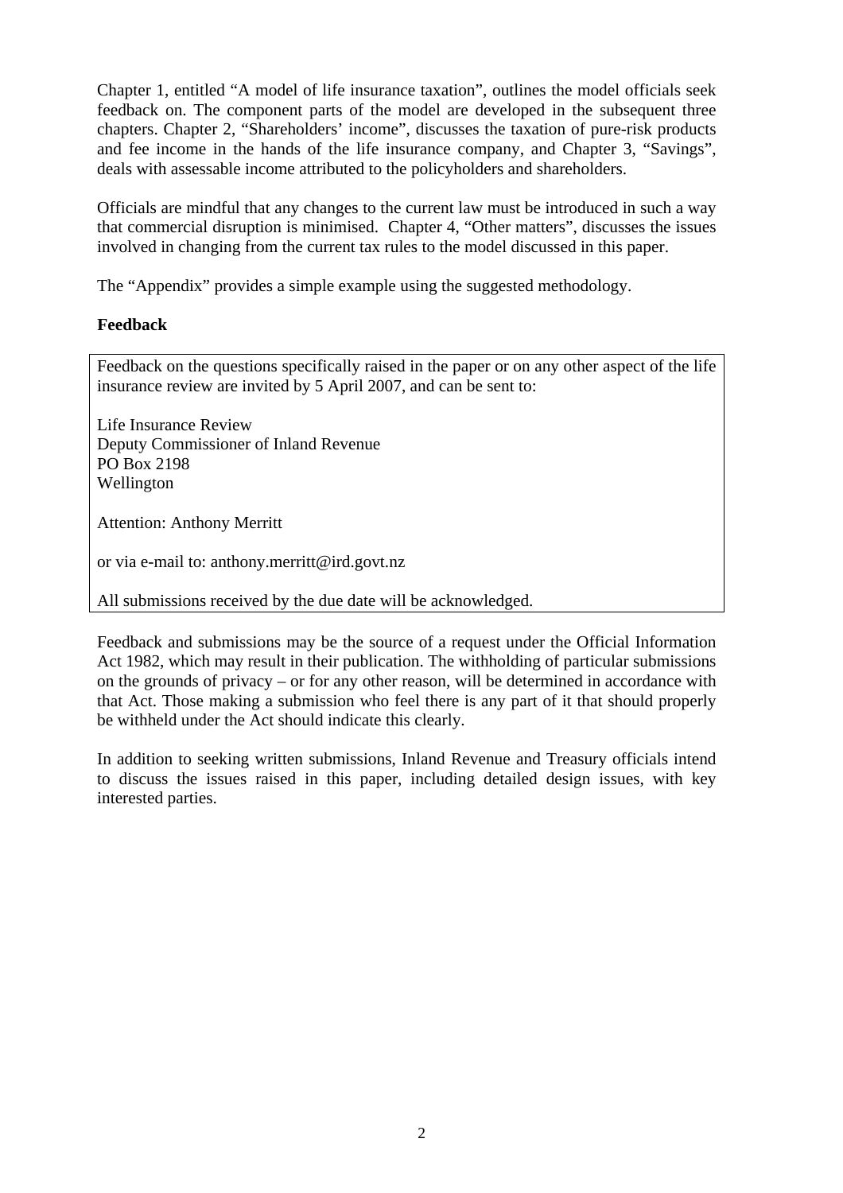Chapter 1, entitled "A model of life insurance taxation", outlines the model officials seek feedback on. The component parts of the model are developed in the subsequent three chapters. Chapter 2, "Shareholders' income", discusses the taxation of pure-risk products and fee income in the hands of the life insurance company, and Chapter 3, "Savings", deals with assessable income attributed to the policyholders and shareholders.

Officials are mindful that any changes to the current law must be introduced in such a way that commercial disruption is minimised. Chapter 4, "Other matters", discusses the issues involved in changing from the current tax rules to the model discussed in this paper.

The "Appendix" provides a simple example using the suggested methodology.

**Feedback**

Feedback on the questions specifically raised in the paper or on any other aspect of the life insurance review are invited by 5 April 2007, and can be sent to:

Life Insurance Review
Deputy Commissioner of Inland Revenue
PO Box 2198
Wellington

Attention: Anthony Merritt

or via e-mail to: anthony.merritt@ird.govt.nz

All submissions received by the due date will be acknowledged.

Feedback and submissions may be the source of a request under the Official Information Act 1982, which may result in their publication. The withholding of particular submissions on the grounds of privacy – or for any other reason, will be determined in accordance with that Act. Those making a submission who feel there is any part of it that should properly be withheld under the Act should indicate this clearly.

In addition to seeking written submissions, Inland Revenue and Treasury officials intend to discuss the issues raised in this paper, including detailed design issues, with key interested parties.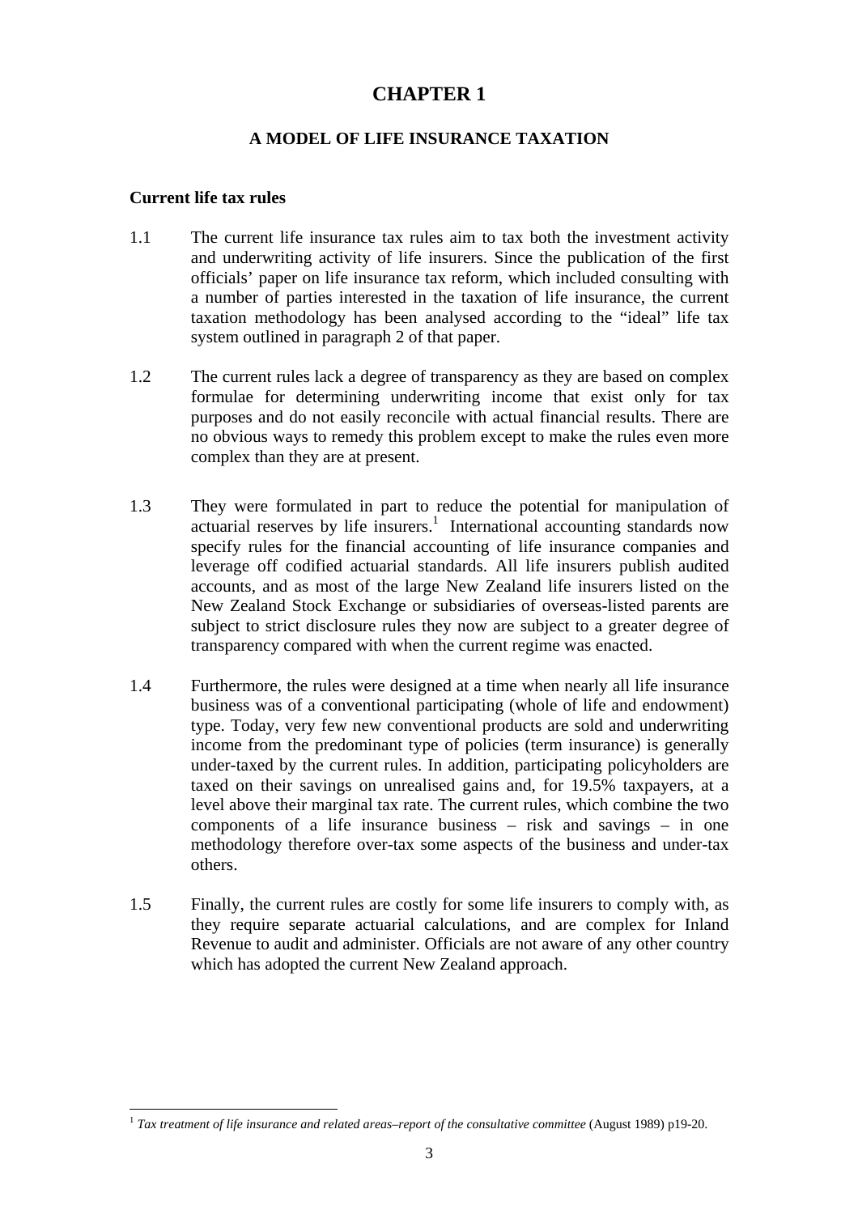# CHAPTER 1

## A MODEL OF LIFE INSURANCE TAXATION

**Current life tax rules**

1.1 The current life insurance tax rules aim to tax both the investment activity and underwriting activity of life insurers. Since the publication of the first officials' paper on life insurance tax reform, which included consulting with a number of parties interested in the taxation of life insurance, the current taxation methodology has been analysed according to the "ideal" life tax system outlined in paragraph 2 of that paper.

1.2 The current rules lack a degree of transparency as they are based on complex formulae for determining underwriting income that exist only for tax purposes and do not easily reconcile with actual financial results. There are no obvious ways to remedy this problem except to make the rules even more complex than they are at present.

1.3 They were formulated in part to reduce the potential for manipulation of actuarial reserves by life insurers.[1] International accounting standards now specify rules for the financial accounting of life insurance companies and leverage off codified actuarial standards. All life insurers publish audited accounts, and as most of the large New Zealand life insurers listed on the New Zealand Stock Exchange or subsidiaries of overseas-listed parents are subject to strict disclosure rules they now are subject to a greater degree of transparency compared with when the current regime was enacted.

1.4 Furthermore, the rules were designed at a time when nearly all life insurance business was of a conventional participating (whole of life and endowment) type. Today, very few new conventional products are sold and underwriting income from the predominant type of policies (term insurance) is generally under-taxed by the current rules. In addition, participating policyholders are taxed on their savings on unrealised gains and, for 19.5% taxpayers, at a level above their marginal tax rate. The current rules, which combine the two components of a life insurance business – risk and savings – in one methodology therefore over-tax some aspects of the business and under-tax others.

1.5 Finally, the current rules are costly for some life insurers to comply with, as they require separate actuarial calculations, and are complex for Inland Revenue to audit and administer. Officials are not aware of any other country which has adopted the current New Zealand approach.

[1] *Tax treatment of life insurance and related areas–report of the consultative committee* (August 1989) p19-20.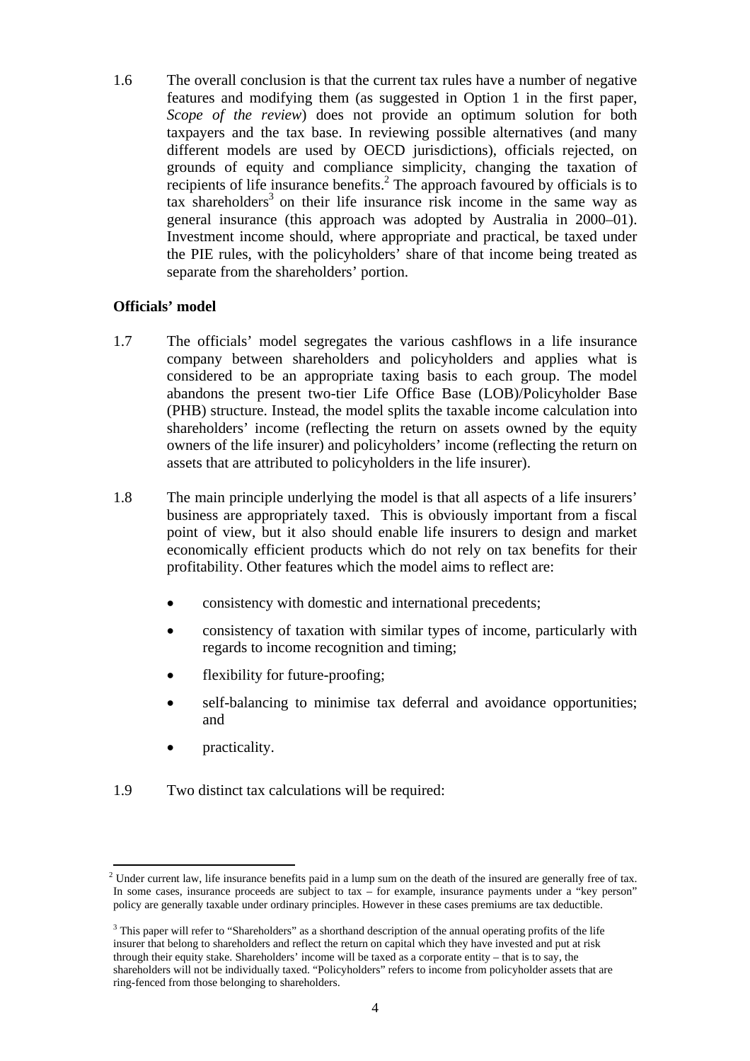1.6 The overall conclusion is that the current tax rules have a number of negative features and modifying them (as suggested in Option 1 in the first paper, *Scope of the review*) does not provide an optimum solution for both taxpayers and the tax base. In reviewing possible alternatives (and many different models are used by OECD jurisdictions), officials rejected, on grounds of equity and compliance simplicity, changing the taxation of recipients of life insurance benefits.[2] The approach favoured by officials is to tax shareholders[3] on their life insurance risk income in the same way as general insurance (this approach was adopted by Australia in 2000–01). Investment income should, where appropriate and practical, be taxed under the PIE rules, with the policyholders' share of that income being treated as separate from the shareholders' portion.

## Officials' model

1.7 The officials' model segregates the various cashflows in a life insurance company between shareholders and policyholders and applies what is considered to be an appropriate taxing basis to each group. The model abandons the present two-tier Life Office Base (LOB)/Policyholder Base (PHB) structure. Instead, the model splits the taxable income calculation into shareholders' income (reflecting the return on assets owned by the equity owners of the life insurer) and policyholders' income (reflecting the return on assets that are attributed to policyholders in the life insurer).

1.8 The main principle underlying the model is that all aspects of a life insurers' business are appropriately taxed. This is obviously important from a fiscal point of view, but it also should enable life insurers to design and market economically efficient products which do not rely on tax benefits for their profitability. Other features which the model aims to reflect are:

- consistency with domestic and international precedents;
- consistency of taxation with similar types of income, particularly with regards to income recognition and timing;
- flexibility for future-proofing;
- self-balancing to minimise tax deferral and avoidance opportunities; and
- practicality.

1.9 Two distinct tax calculations will be required:

---

[2] Under current law, life insurance benefits paid in a lump sum on the death of the insured are generally free of tax. In some cases, insurance proceeds are subject to tax – for example, insurance payments under a "key person" policy are generally taxable under ordinary principles. However in these cases premiums are tax deductible.

[3] This paper will refer to "Shareholders" as a shorthand description of the annual operating profits of the life insurer that belong to shareholders and reflect the return on capital which they have invested and put at risk through their equity stake. Shareholders' income will be taxed as a corporate entity – that is to say, the shareholders will not be individually taxed. "Policyholders" refers to income from policyholder assets that are ring-fenced from those belonging to shareholders.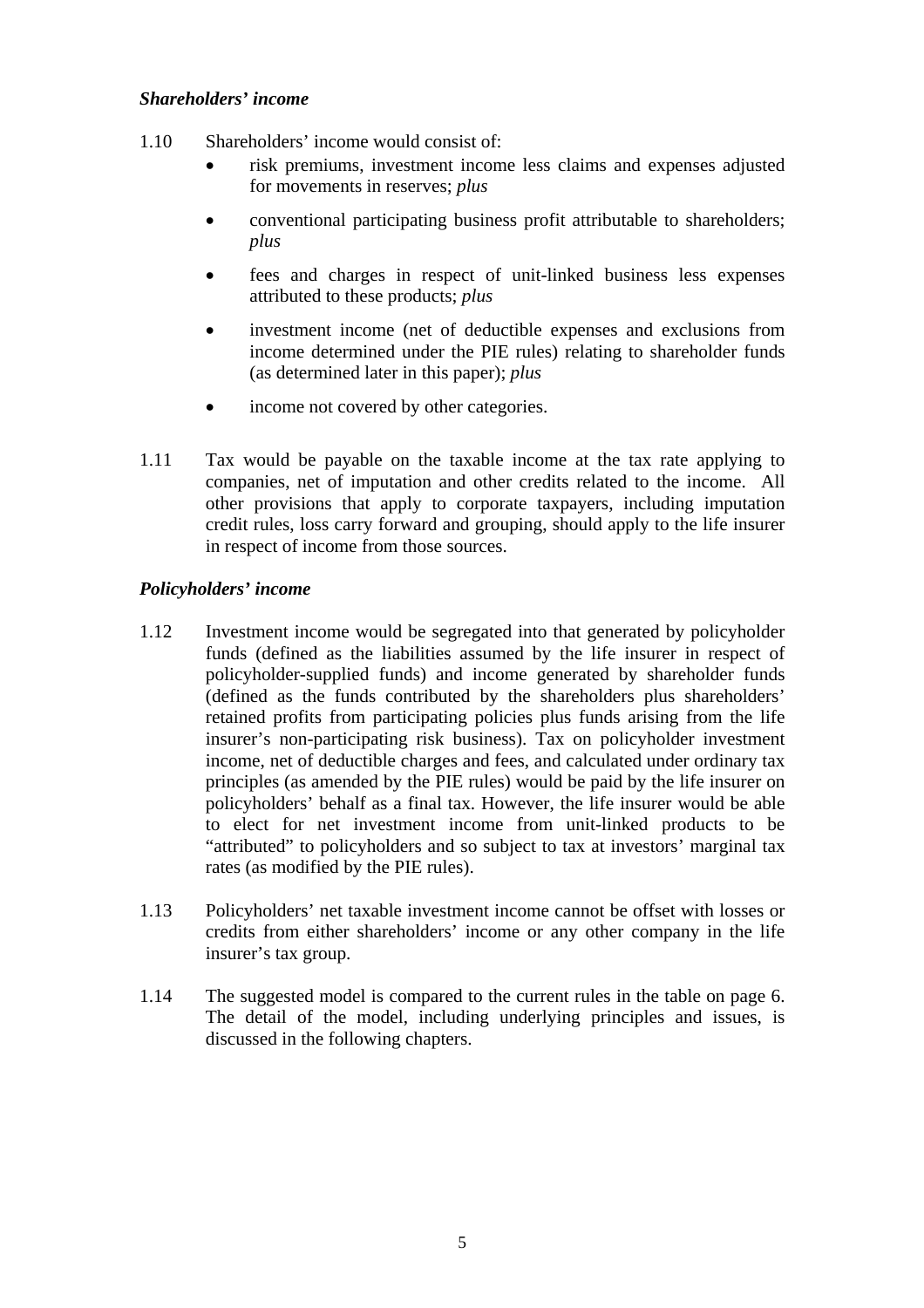### *Shareholders' income*

1.10 Shareholders' income would consist of:

- risk premiums, investment income less claims and expenses adjusted for movements in reserves; *plus*
- conventional participating business profit attributable to shareholders; *plus*
- fees and charges in respect of unit-linked business less expenses attributed to these products; *plus*
- investment income (net of deductible expenses and exclusions from income determined under the PIE rules) relating to shareholder funds (as determined later in this paper); *plus*
- income not covered by other categories.

1.11 Tax would be payable on the taxable income at the tax rate applying to companies, net of imputation and other credits related to the income. All other provisions that apply to corporate taxpayers, including imputation credit rules, loss carry forward and grouping, should apply to the life insurer in respect of income from those sources.

### *Policyholders' income*

1.12 Investment income would be segregated into that generated by policyholder funds (defined as the liabilities assumed by the life insurer in respect of policyholder-supplied funds) and income generated by shareholder funds (defined as the funds contributed by the shareholders plus shareholders' retained profits from participating policies plus funds arising from the life insurer's non-participating risk business). Tax on policyholder investment income, net of deductible charges and fees, and calculated under ordinary tax principles (as amended by the PIE rules) would be paid by the life insurer on policyholders' behalf as a final tax. However, the life insurer would be able to elect for net investment income from unit-linked products to be "attributed" to policyholders and so subject to tax at investors' marginal tax rates (as modified by the PIE rules).

1.13 Policyholders' net taxable investment income cannot be offset with losses or credits from either shareholders' income or any other company in the life insurer's tax group.

1.14 The suggested model is compared to the current rules in the table on page 6. The detail of the model, including underlying principles and issues, is discussed in the following chapters.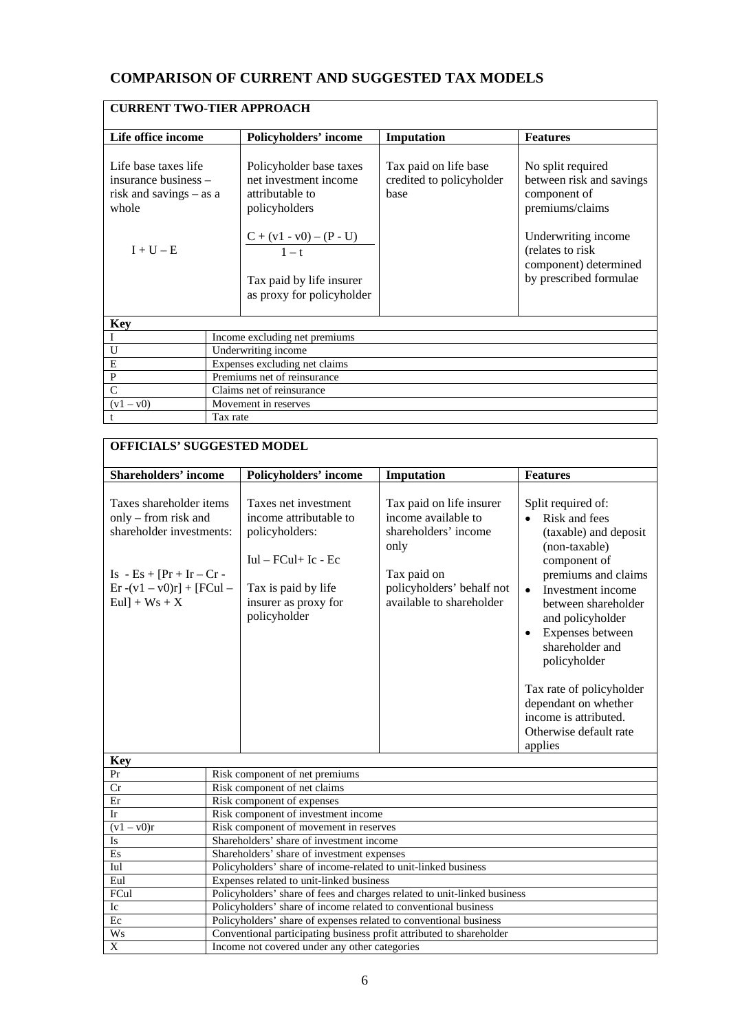## COMPARISON OF CURRENT AND SUGGESTED TAX MODELS

**CURRENT TWO-TIER APPROACH**

| Life office income | Policyholders' income | Imputation | Features |
|---|---|---|---|
| Life base taxes life insurance business – risk and savings – as a whole<br><br>$I + U – E$ | Policyholder base taxes net investment income attributable to policyholders<br><br>$\frac{C + (v1 - v0) – (P - U)}{1 – t}$<br><br>Tax paid by life insurer as proxy for policyholder | Tax paid on life base credited to policyholder base | No split required between risk and savings component of premiums/claims<br><br>Underwriting income (relates to risk component) determined by prescribed formulae |

**Key**

| | |
|---|---|
| I | Income excluding net premiums |
| U | Underwriting income |
| E | Expenses excluding net claims |
| P | Premiums net of reinsurance |
| C | Claims net of reinsurance |
| $(v1 – v0)$ | Movement in reserves |
| t | Tax rate |

**OFFICIALS' SUGGESTED MODEL**

| Shareholders' income | Policyholders' income | Imputation | Features |
|---|---|---|---|
| Taxes shareholder items only – from risk and shareholder investments:<br><br>$Is - Es + [Pr + Ir – Cr - Er -(v1 – v0)r] + [FCul – Eul] + Ws + X$ | Taxes net investment income attributable to policyholders:<br><br>$Iul – FCul + Ic - Ec$<br><br>Tax is paid by life insurer as proxy for policyholder | Tax paid on life insurer income available to shareholders' income only<br><br>Tax paid on policyholders' behalf not available to shareholder | Split required of:<br>• Risk and fees (taxable) and deposit (non-taxable) component of premiums and claims<br>• Investment income between shareholder and policyholder<br>• Expenses between shareholder and policyholder<br><br>Tax rate of policyholder dependant on whether income is attributed. Otherwise default rate applies |

**Key**

| | |
|---|---|
| Pr | Risk component of net premiums |
| Cr | Risk component of net claims |
| Er | Risk component of expenses |
| Ir | Risk component of investment income |
| $(v1 – v0)r$ | Risk component of movement in reserves |
| Is | Shareholders' share of investment income |
| Es | Shareholders' share of investment expenses |
| Iul | Policyholders' share of income-related to unit-linked business |
| Eul | Expenses related to unit-linked business |
| FCul | Policyholders' share of fees and charges related to unit-linked business |
| Ic | Policyholders' share of income related to conventional business |
| Ec | Policyholders' share of expenses related to conventional business |
| Ws | Conventional participating business profit attributed to shareholder |
| X | Income not covered under any other categories |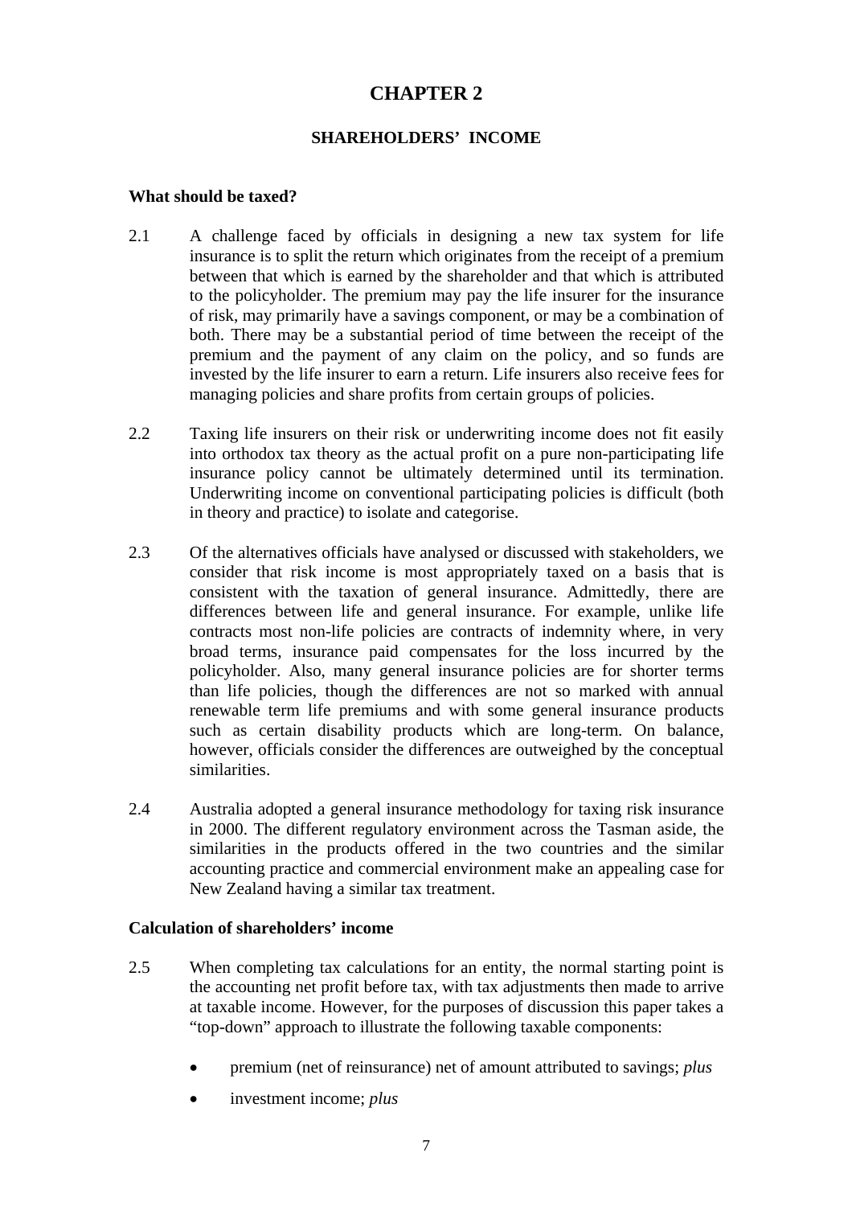# CHAPTER 2

## SHAREHOLDERS' INCOME

### What should be taxed?

2.1 A challenge faced by officials in designing a new tax system for life insurance is to split the return which originates from the receipt of a premium between that which is earned by the shareholder and that which is attributed to the policyholder. The premium may pay the life insurer for the insurance of risk, may primarily have a savings component, or may be a combination of both. There may be a substantial period of time between the receipt of the premium and the payment of any claim on the policy, and so funds are invested by the life insurer to earn a return. Life insurers also receive fees for managing policies and share profits from certain groups of policies.

2.2 Taxing life insurers on their risk or underwriting income does not fit easily into orthodox tax theory as the actual profit on a pure non-participating life insurance policy cannot be ultimately determined until its termination. Underwriting income on conventional participating policies is difficult (both in theory and practice) to isolate and categorise.

2.3 Of the alternatives officials have analysed or discussed with stakeholders, we consider that risk income is most appropriately taxed on a basis that is consistent with the taxation of general insurance. Admittedly, there are differences between life and general insurance. For example, unlike life contracts most non-life policies are contracts of indemnity where, in very broad terms, insurance paid compensates for the loss incurred by the policyholder. Also, many general insurance policies are for shorter terms than life policies, though the differences are not so marked with annual renewable term life premiums and with some general insurance products such as certain disability products which are long-term. On balance, however, officials consider the differences are outweighed by the conceptual similarities.

2.4 Australia adopted a general insurance methodology for taxing risk insurance in 2000. The different regulatory environment across the Tasman aside, the similarities in the products offered in the two countries and the similar accounting practice and commercial environment make an appealing case for New Zealand having a similar tax treatment.

### Calculation of shareholders' income

2.5 When completing tax calculations for an entity, the normal starting point is the accounting net profit before tax, with tax adjustments then made to arrive at taxable income. However, for the purposes of discussion this paper takes a "top-down" approach to illustrate the following taxable components:

- premium (net of reinsurance) net of amount attributed to savings; *plus*
- investment income; *plus*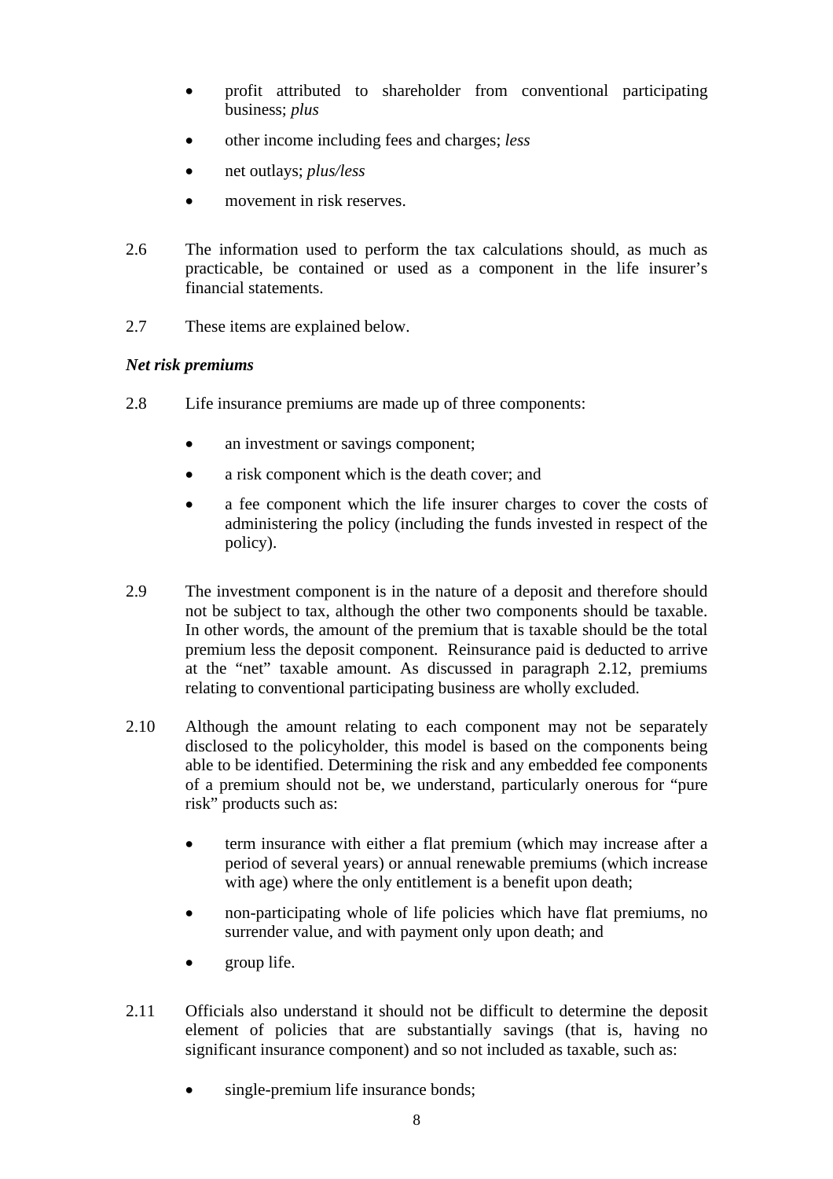- profit attributed to shareholder from conventional participating business; *plus*
- other income including fees and charges; *less*
- net outlays; *plus/less*
- movement in risk reserves.

2.6 The information used to perform the tax calculations should, as much as practicable, be contained or used as a component in the life insurer's financial statements.

2.7 These items are explained below.

***Net risk premiums***

2.8 Life insurance premiums are made up of three components:

- an investment or savings component;
- a risk component which is the death cover; and
- a fee component which the life insurer charges to cover the costs of administering the policy (including the funds invested in respect of the policy).

2.9 The investment component is in the nature of a deposit and therefore should not be subject to tax, although the other two components should be taxable. In other words, the amount of the premium that is taxable should be the total premium less the deposit component. Reinsurance paid is deducted to arrive at the "net" taxable amount. As discussed in paragraph 2.12, premiums relating to conventional participating business are wholly excluded.

2.10 Although the amount relating to each component may not be separately disclosed to the policyholder, this model is based on the components being able to be identified. Determining the risk and any embedded fee components of a premium should not be, we understand, particularly onerous for "pure risk" products such as:

- term insurance with either a flat premium (which may increase after a period of several years) or annual renewable premiums (which increase with age) where the only entitlement is a benefit upon death;
- non-participating whole of life policies which have flat premiums, no surrender value, and with payment only upon death; and
- group life.

2.11 Officials also understand it should not be difficult to determine the deposit element of policies that are substantially savings (that is, having no significant insurance component) and so not included as taxable, such as:

- single-premium life insurance bonds;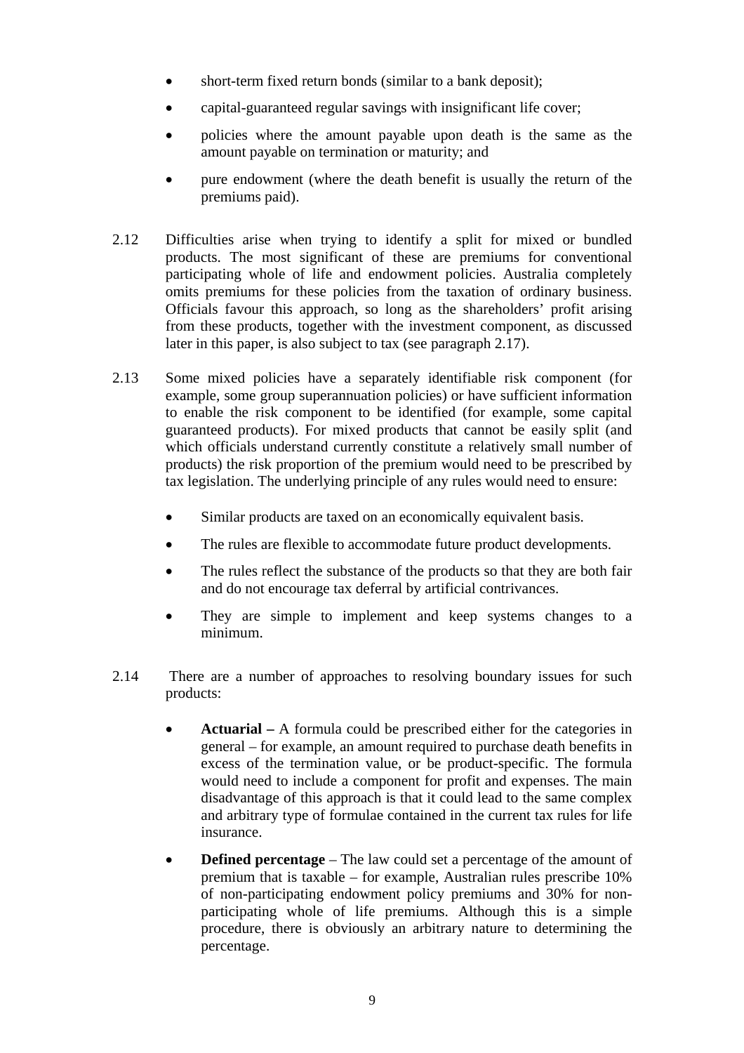- short-term fixed return bonds (similar to a bank deposit);
- capital-guaranteed regular savings with insignificant life cover;
- policies where the amount payable upon death is the same as the amount payable on termination or maturity; and
- pure endowment (where the death benefit is usually the return of the premiums paid).

2.12 Difficulties arise when trying to identify a split for mixed or bundled products. The most significant of these are premiums for conventional participating whole of life and endowment policies. Australia completely omits premiums for these policies from the taxation of ordinary business. Officials favour this approach, so long as the shareholders' profit arising from these products, together with the investment component, as discussed later in this paper, is also subject to tax (see paragraph 2.17).

2.13 Some mixed policies have a separately identifiable risk component (for example, some group superannuation policies) or have sufficient information to enable the risk component to be identified (for example, some capital guaranteed products). For mixed products that cannot be easily split (and which officials understand currently constitute a relatively small number of products) the risk proportion of the premium would need to be prescribed by tax legislation. The underlying principle of any rules would need to ensure:

- Similar products are taxed on an economically equivalent basis.
- The rules are flexible to accommodate future product developments.
- The rules reflect the substance of the products so that they are both fair and do not encourage tax deferral by artificial contrivances.
- They are simple to implement and keep systems changes to a minimum.

2.14 There are a number of approaches to resolving boundary issues for such products:

- **Actuarial –** A formula could be prescribed either for the categories in general – for example, an amount required to purchase death benefits in excess of the termination value, or be product-specific. The formula would need to include a component for profit and expenses. The main disadvantage of this approach is that it could lead to the same complex and arbitrary type of formulae contained in the current tax rules for life insurance.
- **Defined percentage** – The law could set a percentage of the amount of premium that is taxable – for example, Australian rules prescribe 10% of non-participating endowment policy premiums and 30% for non-participating whole of life premiums. Although this is a simple procedure, there is obviously an arbitrary nature to determining the percentage.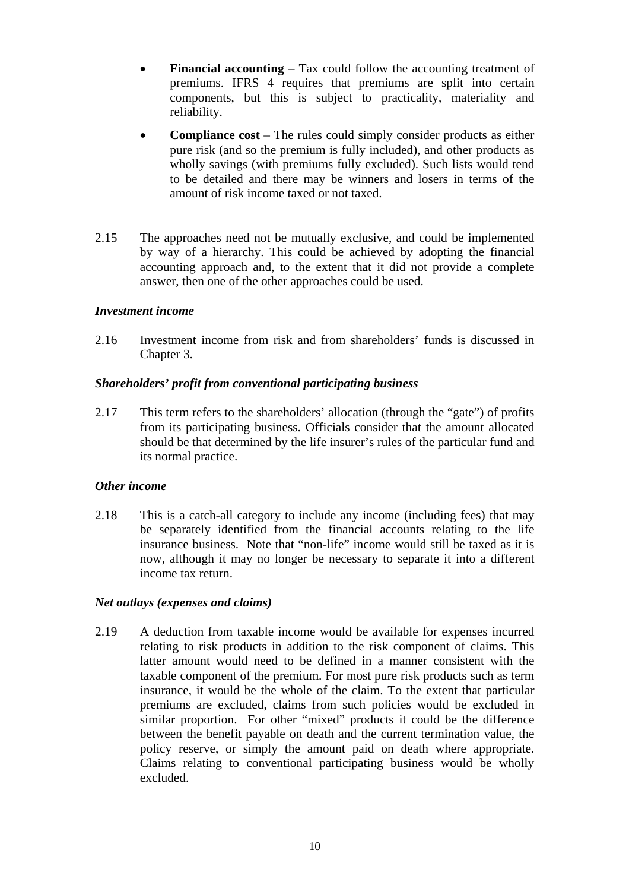- **Financial accounting** – Tax could follow the accounting treatment of premiums. IFRS 4 requires that premiums are split into certain components, but this is subject to practicality, materiality and reliability.

- **Compliance cost** – The rules could simply consider products as either pure risk (and so the premium is fully included), and other products as wholly savings (with premiums fully excluded). Such lists would tend to be detailed and there may be winners and losers in terms of the amount of risk income taxed or not taxed.

2.15 The approaches need not be mutually exclusive, and could be implemented by way of a hierarchy. This could be achieved by adopting the financial accounting approach and, to the extent that it did not provide a complete answer, then one of the other approaches could be used.

### *Investment income*

2.16 Investment income from risk and from shareholders' funds is discussed in Chapter 3.

### *Shareholders' profit from conventional participating business*

2.17 This term refers to the shareholders' allocation (through the "gate") of profits from its participating business. Officials consider that the amount allocated should be that determined by the life insurer's rules of the particular fund and its normal practice.

### *Other income*

2.18 This is a catch-all category to include any income (including fees) that may be separately identified from the financial accounts relating to the life insurance business. Note that "non-life" income would still be taxed as it is now, although it may no longer be necessary to separate it into a different income tax return.

### *Net outlays (expenses and claims)*

2.19 A deduction from taxable income would be available for expenses incurred relating to risk products in addition to the risk component of claims. This latter amount would need to be defined in a manner consistent with the taxable component of the premium. For most pure risk products such as term insurance, it would be the whole of the claim. To the extent that particular premiums are excluded, claims from such policies would be excluded in similar proportion. For other "mixed" products it could be the difference between the benefit payable on death and the current termination value, the policy reserve, or simply the amount paid on death where appropriate. Claims relating to conventional participating business would be wholly excluded.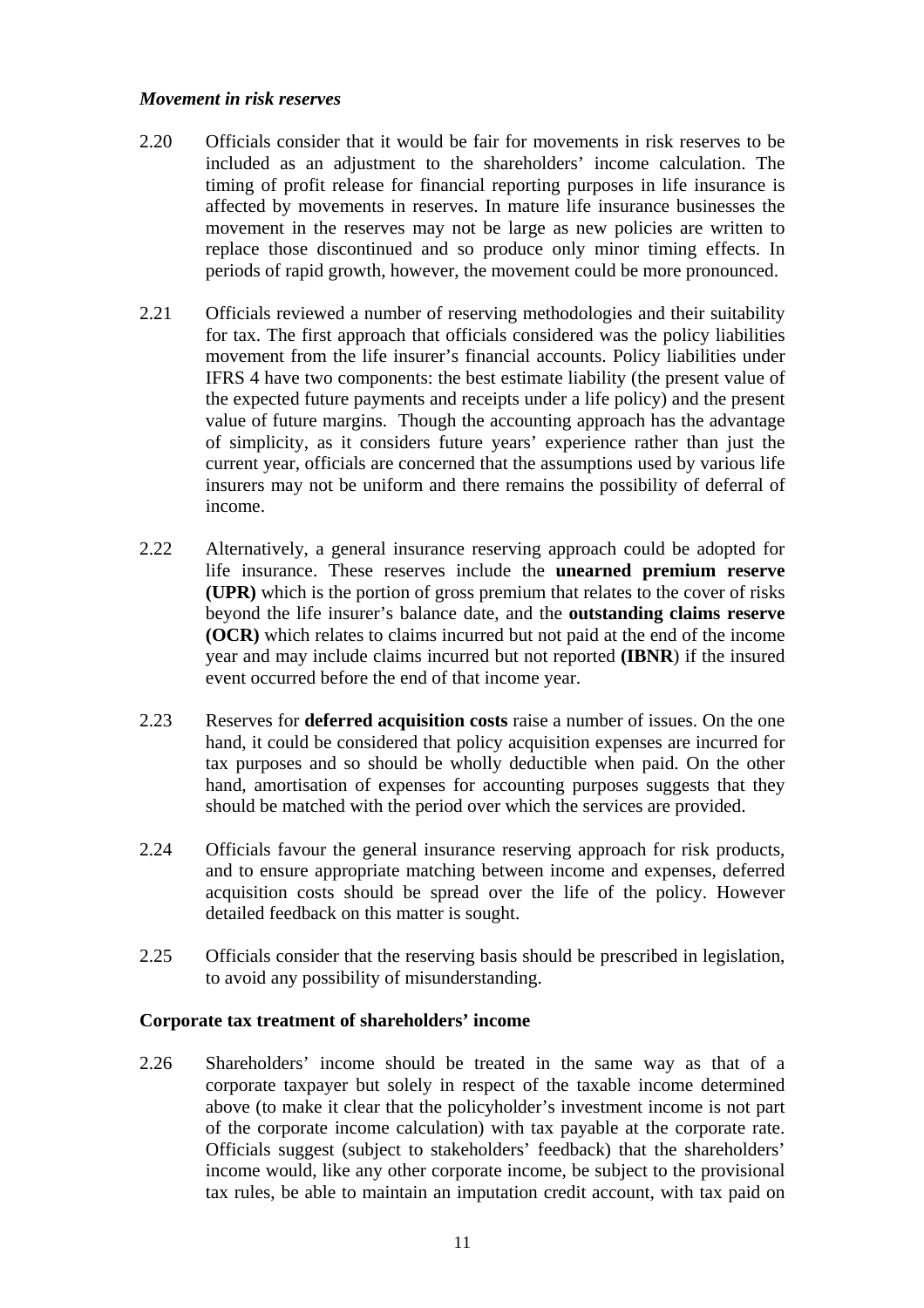*Movement in risk reserves*

2.20 Officials consider that it would be fair for movements in risk reserves to be included as an adjustment to the shareholders' income calculation. The timing of profit release for financial reporting purposes in life insurance is affected by movements in reserves. In mature life insurance businesses the movement in the reserves may not be large as new policies are written to replace those discontinued and so produce only minor timing effects. In periods of rapid growth, however, the movement could be more pronounced.

2.21 Officials reviewed a number of reserving methodologies and their suitability for tax. The first approach that officials considered was the policy liabilities movement from the life insurer's financial accounts. Policy liabilities under IFRS 4 have two components: the best estimate liability (the present value of the expected future payments and receipts under a life policy) and the present value of future margins. Though the accounting approach has the advantage of simplicity, as it considers future years' experience rather than just the current year, officials are concerned that the assumptions used by various life insurers may not be uniform and there remains the possibility of deferral of income.

2.22 Alternatively, a general insurance reserving approach could be adopted for life insurance. These reserves include the **unearned premium reserve (UPR)** which is the portion of gross premium that relates to the cover of risks beyond the life insurer's balance date, and the **outstanding claims reserve (OCR)** which relates to claims incurred but not paid at the end of the income year and may include claims incurred but not reported **(IBNR**) if the insured event occurred before the end of that income year.

2.23 Reserves for **deferred acquisition costs** raise a number of issues. On the one hand, it could be considered that policy acquisition expenses are incurred for tax purposes and so should be wholly deductible when paid. On the other hand, amortisation of expenses for accounting purposes suggests that they should be matched with the period over which the services are provided.

2.24 Officials favour the general insurance reserving approach for risk products, and to ensure appropriate matching between income and expenses, deferred acquisition costs should be spread over the life of the policy. However detailed feedback on this matter is sought.

2.25 Officials consider that the reserving basis should be prescribed in legislation, to avoid any possibility of misunderstanding.

**Corporate tax treatment of shareholders' income**

2.26 Shareholders' income should be treated in the same way as that of a corporate taxpayer but solely in respect of the taxable income determined above (to make it clear that the policyholder's investment income is not part of the corporate income calculation) with tax payable at the corporate rate. Officials suggest (subject to stakeholders' feedback) that the shareholders' income would, like any other corporate income, be subject to the provisional tax rules, be able to maintain an imputation credit account, with tax paid on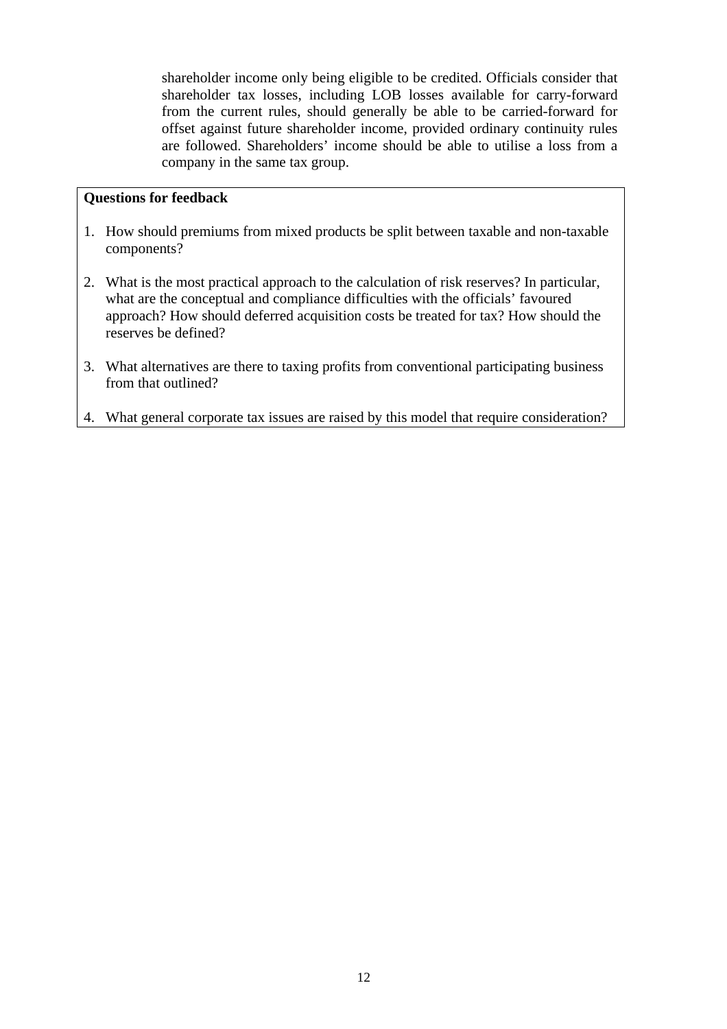shareholder income only being eligible to be credited. Officials consider that shareholder tax losses, including LOB losses available for carry-forward from the current rules, should generally be able to be carried-forward for offset against future shareholder income, provided ordinary continuity rules are followed. Shareholders' income should be able to utilise a loss from a company in the same tax group.

**Questions for feedback**

1. How should premiums from mixed products be split between taxable and non-taxable components?
2. What is the most practical approach to the calculation of risk reserves? In particular, what are the conceptual and compliance difficulties with the officials' favoured approach? How should deferred acquisition costs be treated for tax? How should the reserves be defined?
3. What alternatives are there to taxing profits from conventional participating business from that outlined?
4. What general corporate tax issues are raised by this model that require consideration?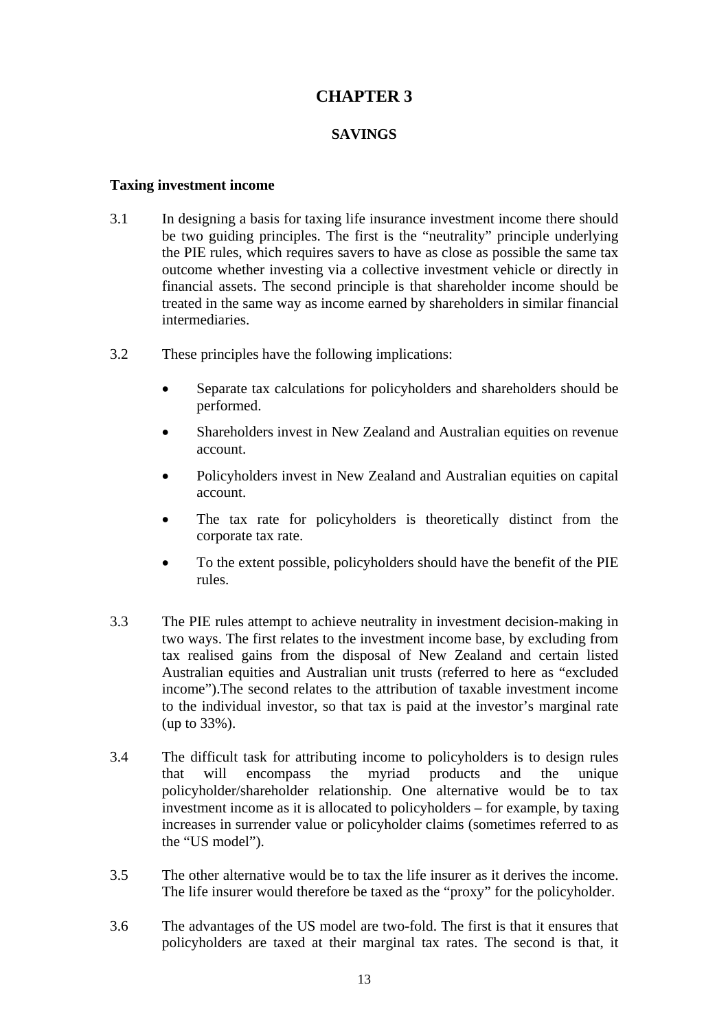# CHAPTER 3

## SAVINGS

### Taxing investment income

3.1 In designing a basis for taxing life insurance investment income there should be two guiding principles. The first is the "neutrality" principle underlying the PIE rules, which requires savers to have as close as possible the same tax outcome whether investing via a collective investment vehicle or directly in financial assets. The second principle is that shareholder income should be treated in the same way as income earned by shareholders in similar financial intermediaries.

3.2 These principles have the following implications:

- Separate tax calculations for policyholders and shareholders should be performed.
- Shareholders invest in New Zealand and Australian equities on revenue account.
- Policyholders invest in New Zealand and Australian equities on capital account.
- The tax rate for policyholders is theoretically distinct from the corporate tax rate.
- To the extent possible, policyholders should have the benefit of the PIE rules.

3.3 The PIE rules attempt to achieve neutrality in investment decision-making in two ways. The first relates to the investment income base, by excluding from tax realised gains from the disposal of New Zealand and certain listed Australian equities and Australian unit trusts (referred to here as "excluded income").The second relates to the attribution of taxable investment income to the individual investor, so that tax is paid at the investor's marginal rate (up to 33%).

3.4 The difficult task for attributing income to policyholders is to design rules that will encompass the myriad products and the unique policyholder/shareholder relationship. One alternative would be to tax investment income as it is allocated to policyholders – for example, by taxing increases in surrender value or policyholder claims (sometimes referred to as the "US model").

3.5 The other alternative would be to tax the life insurer as it derives the income. The life insurer would therefore be taxed as the "proxy" for the policyholder.

3.6 The advantages of the US model are two-fold. The first is that it ensures that policyholders are taxed at their marginal tax rates. The second is that, it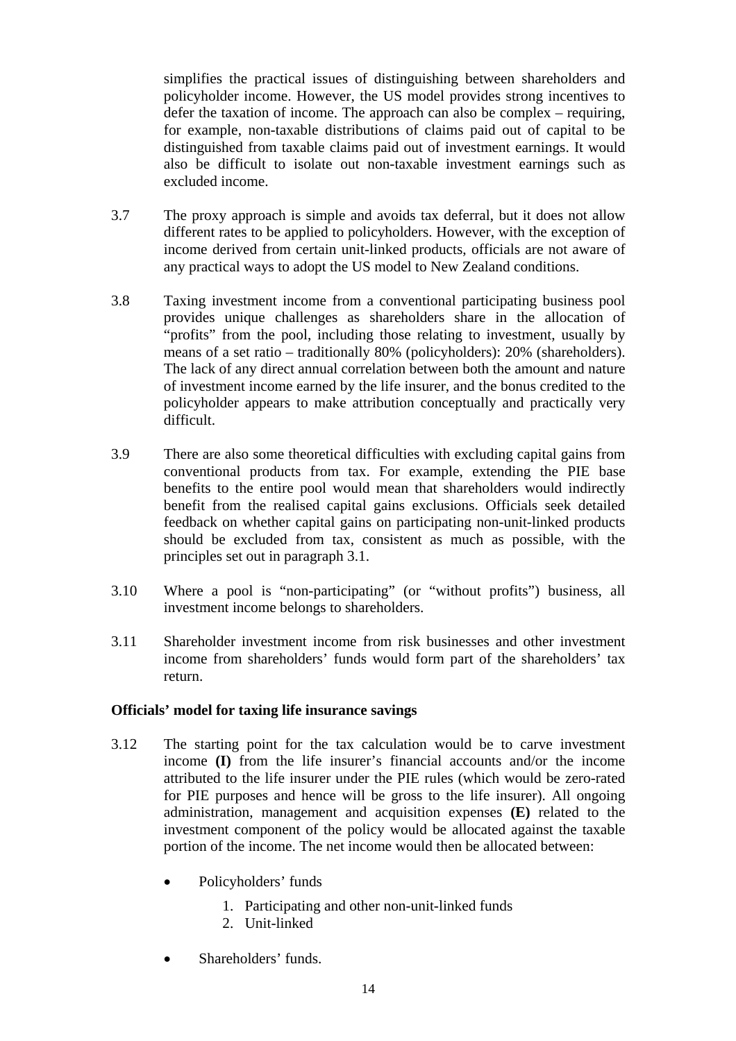simplifies the practical issues of distinguishing between shareholders and policyholder income. However, the US model provides strong incentives to defer the taxation of income. The approach can also be complex – requiring, for example, non-taxable distributions of claims paid out of capital to be distinguished from taxable claims paid out of investment earnings. It would also be difficult to isolate out non-taxable investment earnings such as excluded income.

3.7 The proxy approach is simple and avoids tax deferral, but it does not allow different rates to be applied to policyholders. However, with the exception of income derived from certain unit-linked products, officials are not aware of any practical ways to adopt the US model to New Zealand conditions.

3.8 Taxing investment income from a conventional participating business pool provides unique challenges as shareholders share in the allocation of "profits" from the pool, including those relating to investment, usually by means of a set ratio – traditionally 80% (policyholders): 20% (shareholders). The lack of any direct annual correlation between both the amount and nature of investment income earned by the life insurer, and the bonus credited to the policyholder appears to make attribution conceptually and practically very difficult.

3.9 There are also some theoretical difficulties with excluding capital gains from conventional products from tax. For example, extending the PIE base benefits to the entire pool would mean that shareholders would indirectly benefit from the realised capital gains exclusions. Officials seek detailed feedback on whether capital gains on participating non-unit-linked products should be excluded from tax, consistent as much as possible, with the principles set out in paragraph 3.1.

3.10 Where a pool is "non-participating" (or "without profits") business, all investment income belongs to shareholders.

3.11 Shareholder investment income from risk businesses and other investment income from shareholders' funds would form part of the shareholders' tax return.

### Officials' model for taxing life insurance savings

3.12 The starting point for the tax calculation would be to carve investment income **(I)** from the life insurer's financial accounts and/or the income attributed to the life insurer under the PIE rules (which would be zero-rated for PIE purposes and hence will be gross to the life insurer). All ongoing administration, management and acquisition expenses **(E)** related to the investment component of the policy would be allocated against the taxable portion of the income. The net income would then be allocated between:

- Policyholders' funds
    1. Participating and other non-unit-linked funds
    2. Unit-linked
- Shareholders' funds.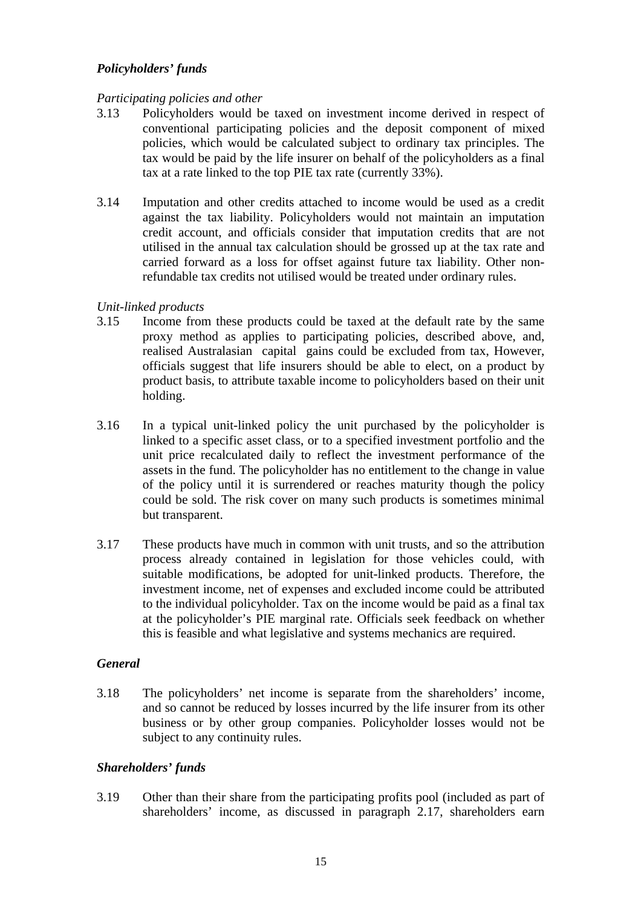### *Policyholders' funds*

*Participating policies and other*

3.13 Policyholders would be taxed on investment income derived in respect of conventional participating policies and the deposit component of mixed policies, which would be calculated subject to ordinary tax principles. The tax would be paid by the life insurer on behalf of the policyholders as a final tax at a rate linked to the top PIE tax rate (currently 33%).

3.14 Imputation and other credits attached to income would be used as a credit against the tax liability. Policyholders would not maintain an imputation credit account, and officials consider that imputation credits that are not utilised in the annual tax calculation should be grossed up at the tax rate and carried forward as a loss for offset against future tax liability. Other non-refundable tax credits not utilised would be treated under ordinary rules.

*Unit-linked products*

3.15 Income from these products could be taxed at the default rate by the same proxy method as applies to participating policies, described above, and, realised Australasian capital gains could be excluded from tax, However, officials suggest that life insurers should be able to elect, on a product by product basis, to attribute taxable income to policyholders based on their unit holding.

3.16 In a typical unit-linked policy the unit purchased by the policyholder is linked to a specific asset class, or to a specified investment portfolio and the unit price recalculated daily to reflect the investment performance of the assets in the fund. The policyholder has no entitlement to the change in value of the policy until it is surrendered or reaches maturity though the policy could be sold. The risk cover on many such products is sometimes minimal but transparent.

3.17 These products have much in common with unit trusts, and so the attribution process already contained in legislation for those vehicles could, with suitable modifications, be adopted for unit-linked products. Therefore, the investment income, net of expenses and excluded income could be attributed to the individual policyholder. Tax on the income would be paid as a final tax at the policyholder's PIE marginal rate. Officials seek feedback on whether this is feasible and what legislative and systems mechanics are required.

### *General*

3.18 The policyholders' net income is separate from the shareholders' income, and so cannot be reduced by losses incurred by the life insurer from its other business or by other group companies. Policyholder losses would not be subject to any continuity rules.

### *Shareholders' funds*

3.19 Other than their share from the participating profits pool (included as part of shareholders' income, as discussed in paragraph 2.17, shareholders earn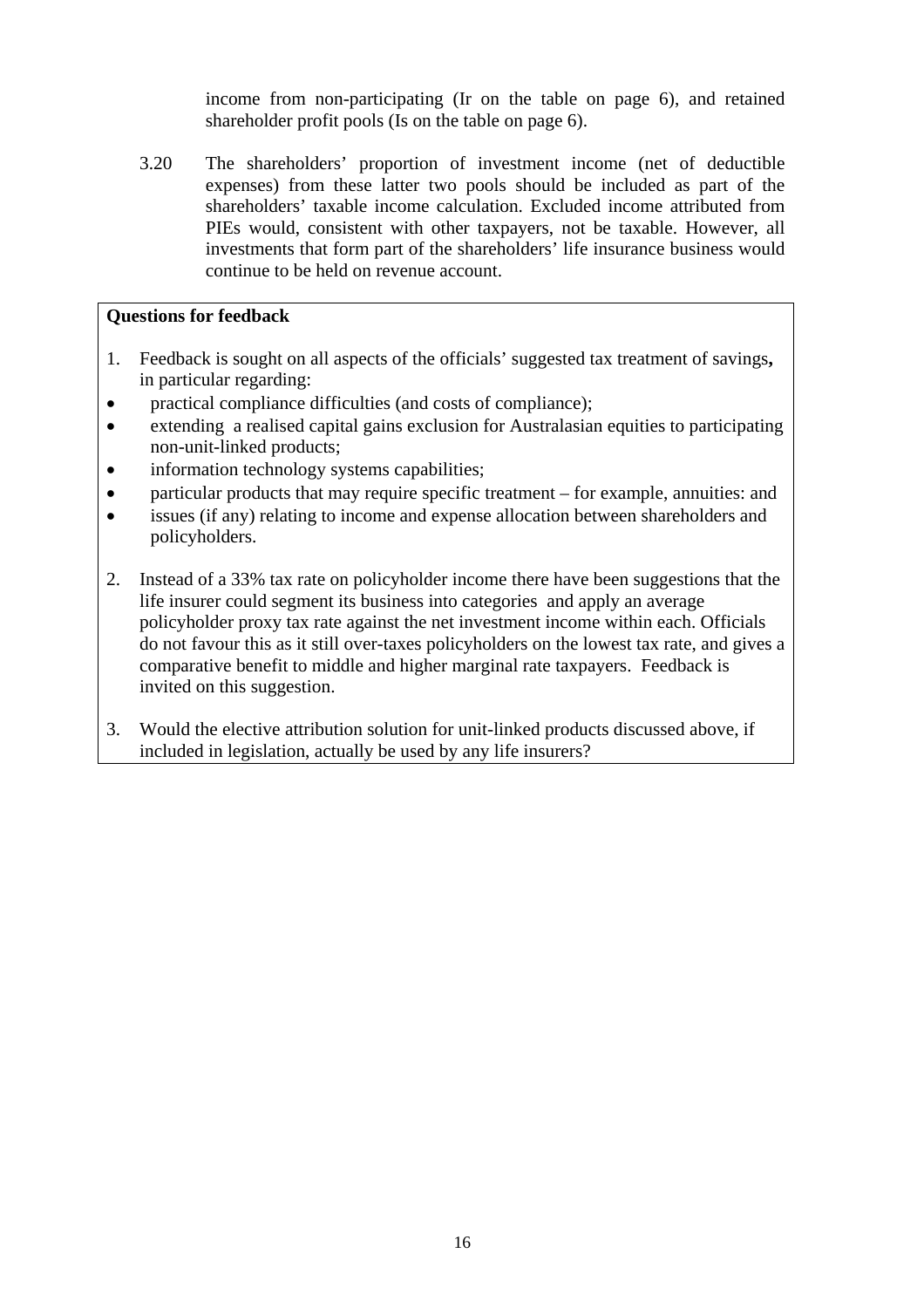income from non-participating (Ir on the table on page 6), and retained shareholder profit pools (Is on the table on page 6).

3.20 The shareholders' proportion of investment income (net of deductible expenses) from these latter two pools should be included as part of the shareholders' taxable income calculation. Excluded income attributed from PIEs would, consistent with other taxpayers, not be taxable. However, all investments that form part of the shareholders' life insurance business would continue to be held on revenue account.

**Questions for feedback**

1. Feedback is sought on all aspects of the officials' suggested tax treatment of savings**,** in particular regarding:
   - practical compliance difficulties (and costs of compliance);
   - extending a realised capital gains exclusion for Australasian equities to participating non-unit-linked products;
   - information technology systems capabilities;
   - particular products that may require specific treatment – for example, annuities: and
   - issues (if any) relating to income and expense allocation between shareholders and policyholders.

2. Instead of a 33% tax rate on policyholder income there have been suggestions that the life insurer could segment its business into categories and apply an average policyholder proxy tax rate against the net investment income within each. Officials do not favour this as it still over-taxes policyholders on the lowest tax rate, and gives a comparative benefit to middle and higher marginal rate taxpayers. Feedback is invited on this suggestion.

3. Would the elective attribution solution for unit-linked products discussed above, if included in legislation, actually be used by any life insurers?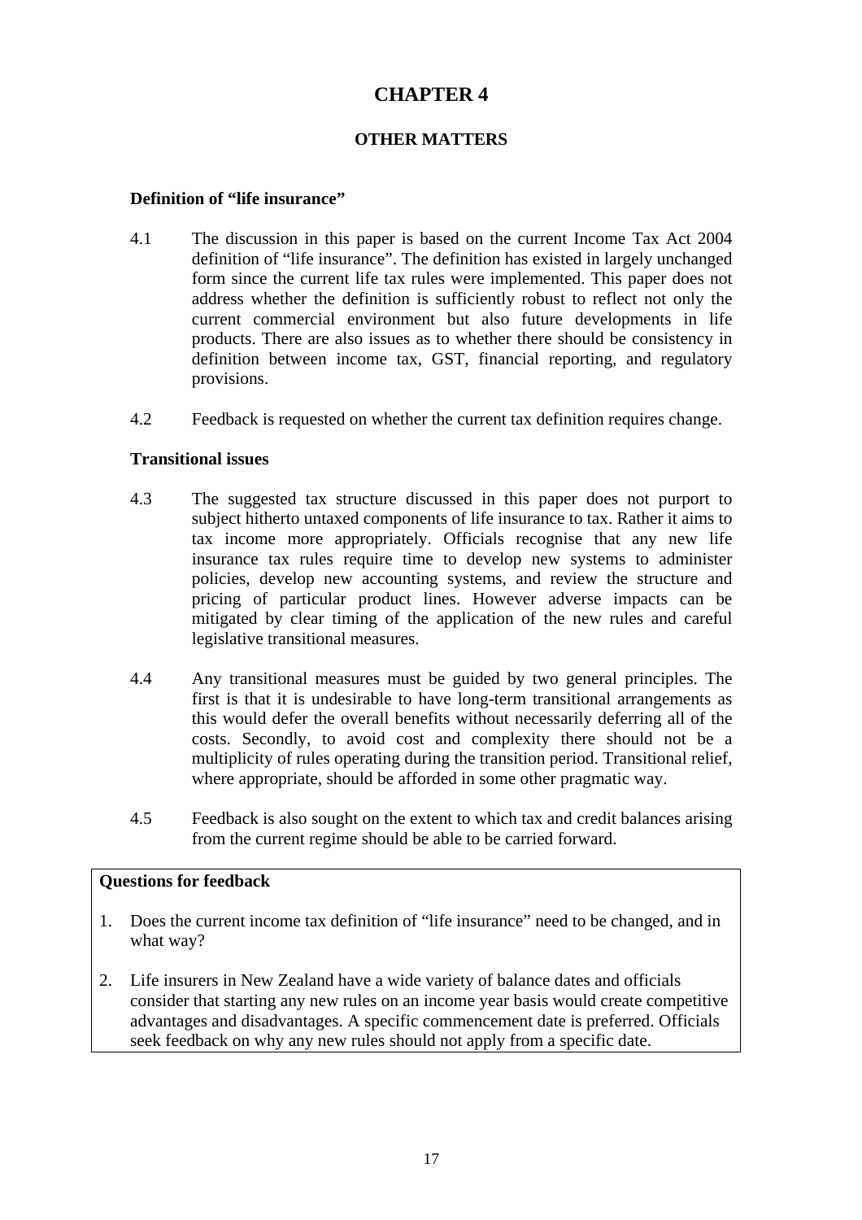# CHAPTER 4

## OTHER MATTERS

### Definition of "life insurance"

4.1 The discussion in this paper is based on the current Income Tax Act 2004 definition of "life insurance". The definition has existed in largely unchanged form since the current life tax rules were implemented. This paper does not address whether the definition is sufficiently robust to reflect not only the current commercial environment but also future developments in life products. There are also issues as to whether there should be consistency in definition between income tax, GST, financial reporting, and regulatory provisions.

4.2 Feedback is requested on whether the current tax definition requires change.

### Transitional issues

4.3 The suggested tax structure discussed in this paper does not purport to subject hitherto untaxed components of life insurance to tax. Rather it aims to tax income more appropriately. Officials recognise that any new life insurance tax rules require time to develop new systems to administer policies, develop new accounting systems, and review the structure and pricing of particular product lines. However adverse impacts can be mitigated by clear timing of the application of the new rules and careful legislative transitional measures.

4.4 Any transitional measures must be guided by two general principles. The first is that it is undesirable to have long-term transitional arrangements as this would defer the overall benefits without necessarily deferring all of the costs. Secondly, to avoid cost and complexity there should not be a multiplicity of rules operating during the transition period. Transitional relief, where appropriate, should be afforded in some other pragmatic way.

4.5 Feedback is also sought on the extent to which tax and credit balances arising from the current regime should be able to be carried forward.

**Questions for feedback**

1. Does the current income tax definition of "life insurance" need to be changed, and in what way?
2. Life insurers in New Zealand have a wide variety of balance dates and officials consider that starting any new rules on an income year basis would create competitive advantages and disadvantages. A specific commencement date is preferred. Officials seek feedback on why any new rules should not apply from a specific date.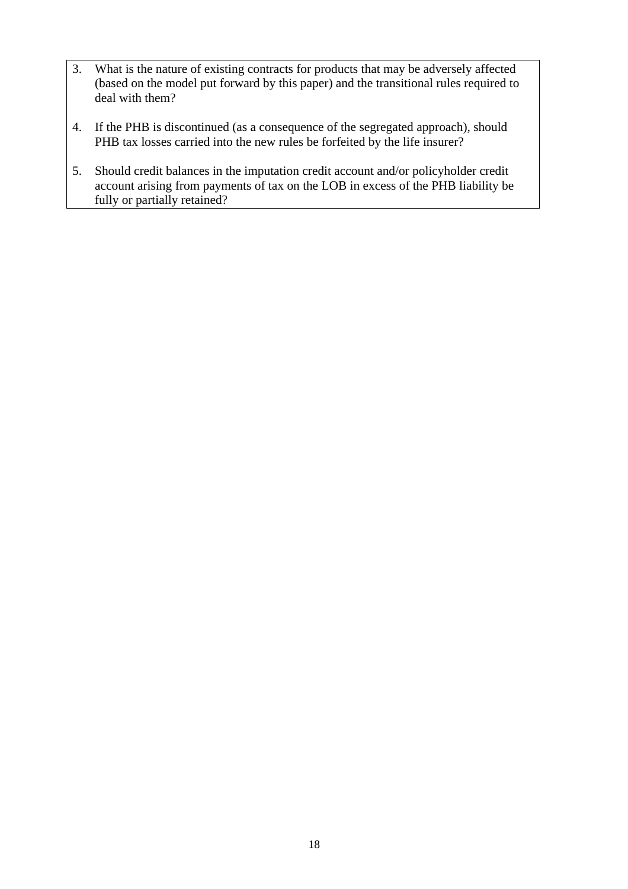3. What is the nature of existing contracts for products that may be adversely affected (based on the model put forward by this paper) and the transitional rules required to deal with them?

4. If the PHB is discontinued (as a consequence of the segregated approach), should PHB tax losses carried into the new rules be forfeited by the life insurer?

5. Should credit balances in the imputation credit account and/or policyholder credit account arising from payments of tax on the LOB in excess of the PHB liability be fully or partially retained?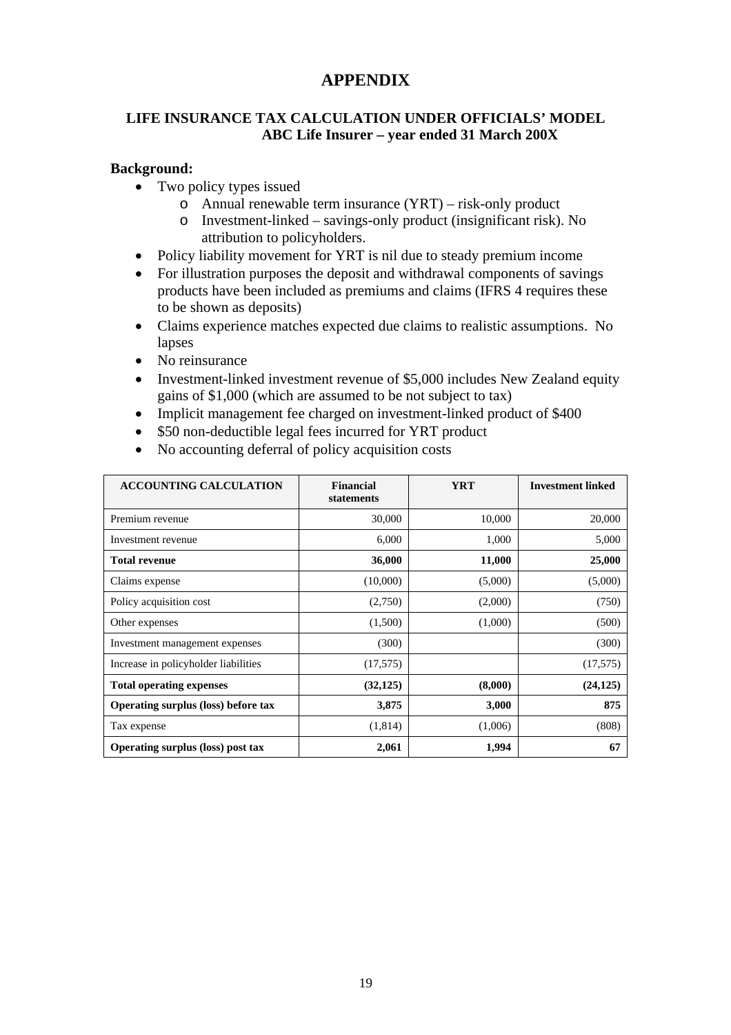# APPENDIX

## LIFE INSURANCE TAX CALCULATION UNDER OFFICIALS' MODEL
### ABC Life Insurer – year ended 31 March 200X

**Background:**

- Two policy types issued
  - Annual renewable term insurance (YRT) – risk-only product
  - Investment-linked – savings-only product (insignificant risk). No attribution to policyholders.
- Policy liability movement for YRT is nil due to steady premium income
- For illustration purposes the deposit and withdrawal components of savings products have been included as premiums and claims (IFRS 4 requires these to be shown as deposits)
- Claims experience matches expected due claims to realistic assumptions. No lapses
- No reinsurance
- Investment-linked investment revenue of $5,000 includes New Zealand equity gains of $1,000 (which are assumed to be not subject to tax)
- Implicit management fee charged on investment-linked product of $400
- $50 non-deductible legal fees incurred for YRT product
- No accounting deferral of policy acquisition costs

| ACCOUNTING CALCULATION | Financial statements | YRT | Investment linked |
|---|---|---|---|
| Premium revenue | 30,000 | 10,000 | 20,000 |
| Investment revenue | 6,000 | 1,000 | 5,000 |
| **Total revenue** | **36,000** | **11,000** | **25,000** |
| Claims expense | (10,000) | (5,000) | (5,000) |
| Policy acquisition cost | (2,750) | (2,000) | (750) |
| Other expenses | (1,500) | (1,000) | (500) |
| Investment management expenses | (300) | | (300) |
| Increase in policyholder liabilities | (17,575) | | (17,575) |
| **Total operating expenses** | **(32,125)** | **(8,000)** | **(24,125)** |
| **Operating surplus (loss) before tax** | **3,875** | **3,000** | **875** |
| Tax expense | (1,814) | (1,006) | (808) |
| **Operating surplus (loss) post tax** | **2,061** | **1,994** | **67** |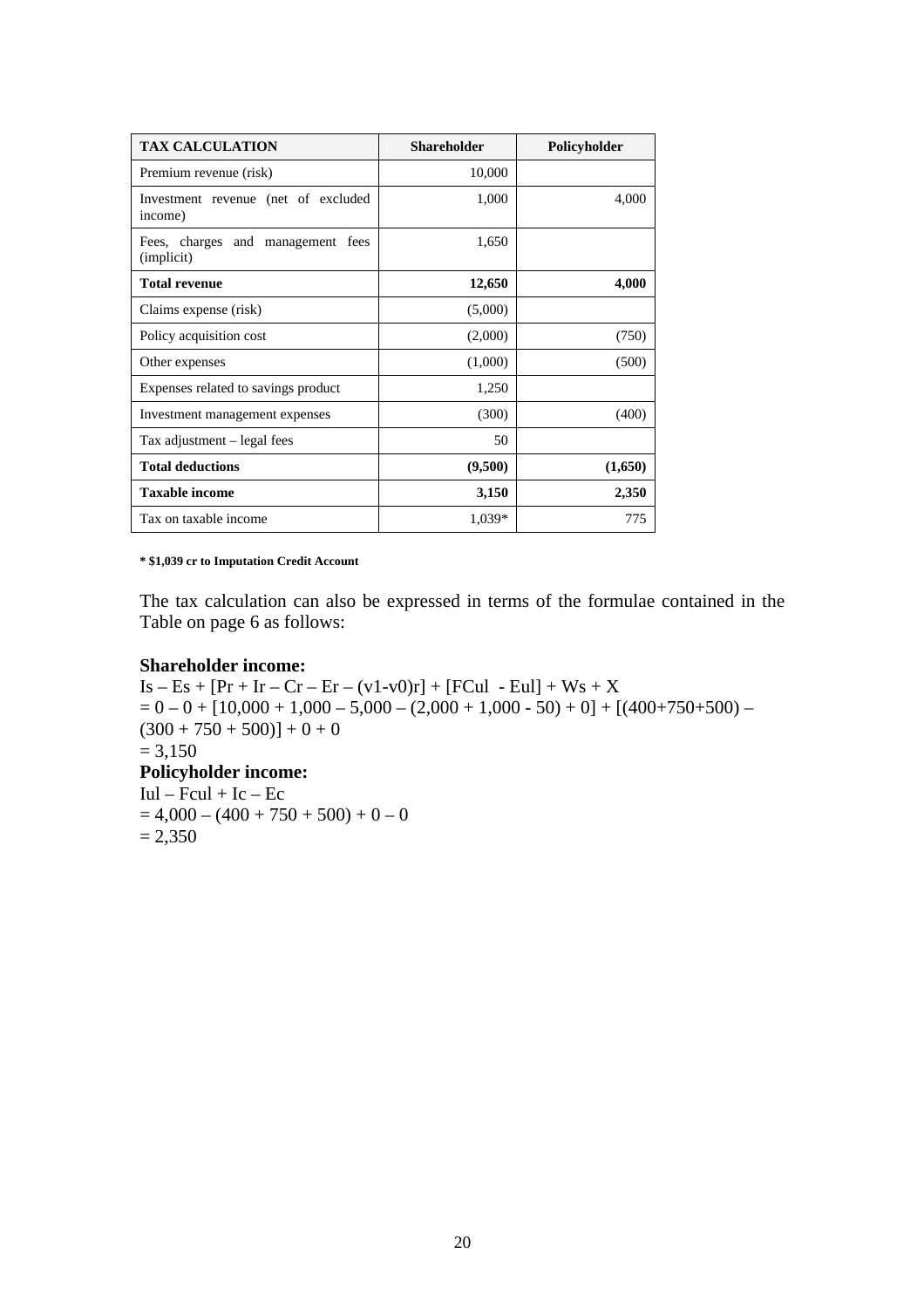| TAX CALCULATION | Shareholder | Policyholder |
|---|---|---|
| Premium revenue (risk) | 10,000 | |
| Investment revenue (net of excluded income) | 1,000 | 4,000 |
| Fees, charges and management fees (implicit) | 1,650 | |
| **Total revenue** | **12,650** | **4,000** |
| Claims expense (risk) | (5,000) | |
| Policy acquisition cost | (2,000) | (750) |
| Other expenses | (1,000) | (500) |
| Expenses related to savings product | 1,250 | |
| Investment management expenses | (300) | (400) |
| Tax adjustment – legal fees | 50 | |
| **Total deductions** | **(9,500)** | **(1,650)** |
| **Taxable income** | **3,150** | **2,350** |
| Tax on taxable income | 1,039* | 775 |

**\* $1,039 cr to Imputation Credit Account**

The tax calculation can also be expressed in terms of the formulae contained in the Table on page 6 as follows:

**Shareholder income:**

$Is - Es + [Pr + Ir - Cr - Er - (v1\text{-}v0)r] + [FCul - Eul] + Ws + X$

$= 0 - 0 + [10{,}000 + 1{,}000 - 5{,}000 - (2{,}000 + 1{,}000 - 50) + 0] + [(400+750+500) - (300 + 750 + 500)] + 0 + 0$

$= 3{,}150$

**Policyholder income:**

$Iul - Fcul + Ic - Ec$

$= 4{,}000 - (400 + 750 + 500) + 0 - 0$

$= 2{,}350$